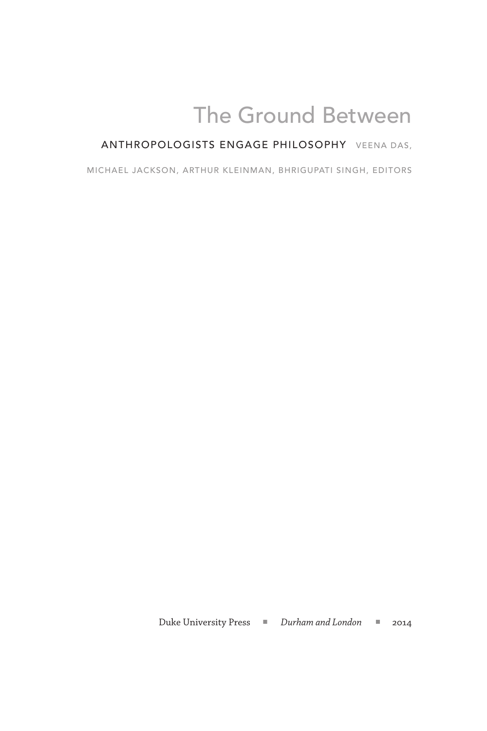# The Ground Between

## ANTHROPOLOGISTS ENGAGE PHILOSOPHY

VEENA DAS, MICHAEL JACKSON, ARTHUR KLEINMAN, BHRIGUPATI SINGH, EDITORS

Duke University Press ▪ *Durham and London* ▪ 2014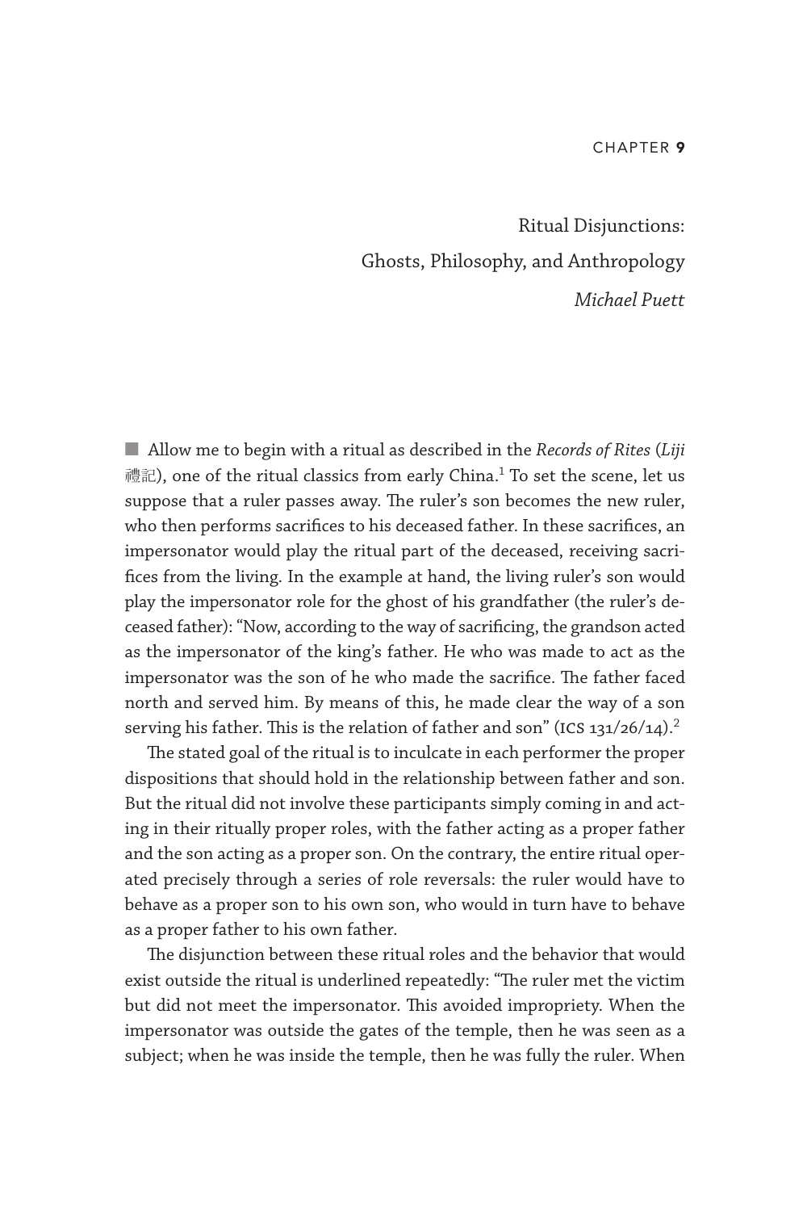CHAPTER **9**

# Ritual Disjunctions: Ghosts, Philosophy, and Anthropology

*Michael Puett*

■ Allow me to begin with a ritual as described in the *Records of Rites* (*Liji* 禮記), one of the ritual classics from early China.[1] To set the scene, let us suppose that a ruler passes away. The ruler's son becomes the new ruler, who then performs sacrifices to his deceased father. In these sacrifices, an impersonator would play the ritual part of the deceased, receiving sacrifices from the living. In the example at hand, the living ruler's son would play the impersonator role for the ghost of his grandfather (the ruler's deceased father): "Now, according to the way of sacrificing, the grandson acted as the impersonator of the king's father. He who was made to act as the impersonator was the son of he who made the sacrifice. The father faced north and served him. By means of this, he made clear the way of a son serving his father. This is the relation of father and son" (ICS 131/26/14).[2]

The stated goal of the ritual is to inculcate in each performer the proper dispositions that should hold in the relationship between father and son. But the ritual did not involve these participants simply coming in and acting in their ritually proper roles, with the father acting as a proper father and the son acting as a proper son. On the contrary, the entire ritual operated precisely through a series of role reversals: the ruler would have to behave as a proper son to his own son, who would in turn have to behave as a proper father to his own father.

The disjunction between these ritual roles and the behavior that would exist outside the ritual is underlined repeatedly: "The ruler met the victim but did not meet the impersonator. This avoided impropriety. When the impersonator was outside the gates of the temple, then he was seen as a subject; when he was inside the temple, then he was fully the ruler. When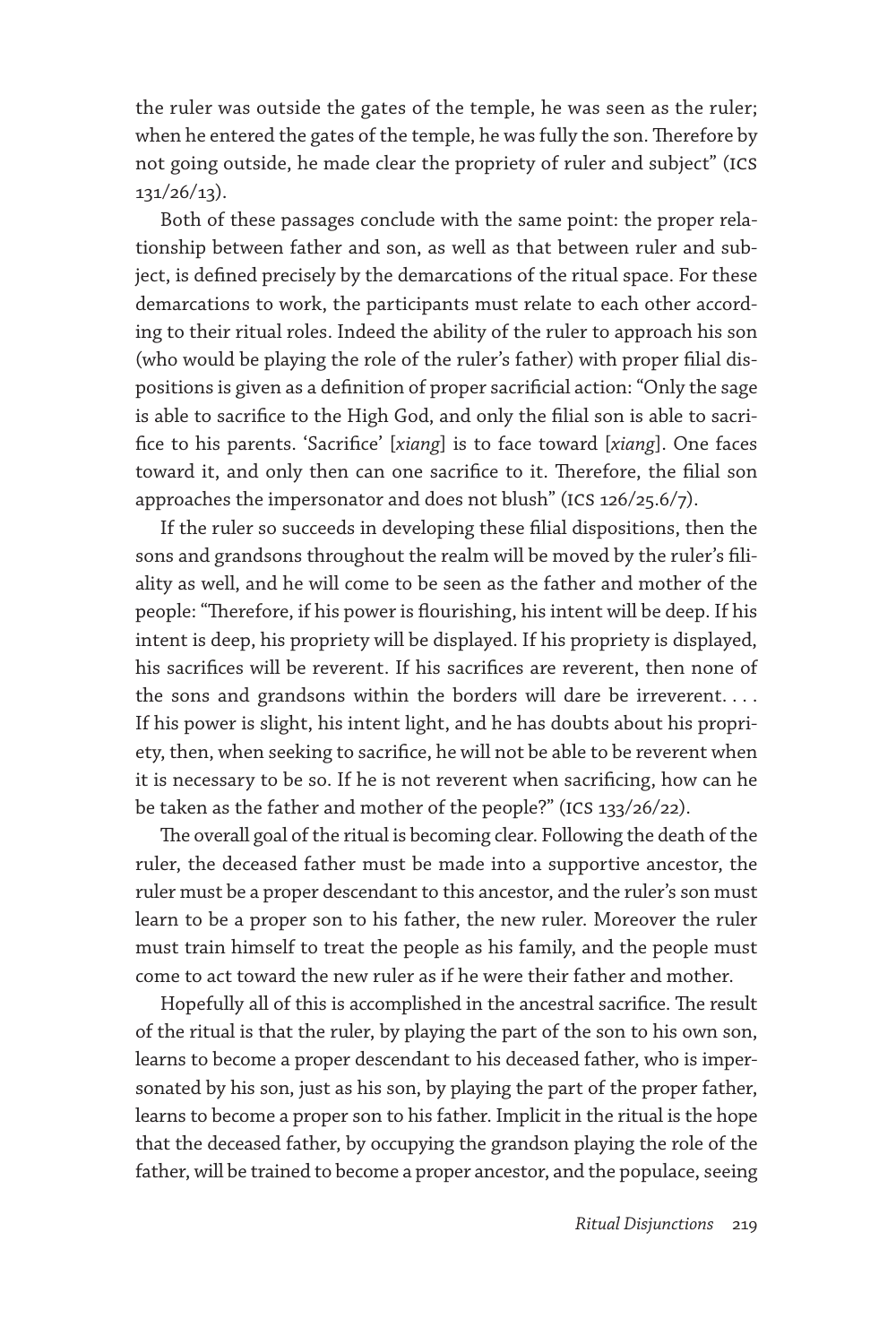the ruler was outside the gates of the temple, he was seen as the ruler; when he entered the gates of the temple, he was fully the son. Therefore by not going outside, he made clear the propriety of ruler and subject" (ICS 131/26/13).

Both of these passages conclude with the same point: the proper relationship between father and son, as well as that between ruler and subject, is defined precisely by the demarcations of the ritual space. For these demarcations to work, the participants must relate to each other according to their ritual roles. Indeed the ability of the ruler to approach his son (who would be playing the role of the ruler's father) with proper filial dispositions is given as a definition of proper sacrificial action: "Only the sage is able to sacrifice to the High God, and only the filial son is able to sacrifice to his parents. 'Sacrifice' [*xiang*] is to face toward [*xiang*]. One faces toward it, and only then can one sacrifice to it. Therefore, the filial son approaches the impersonator and does not blush" (ICS 126/25.6/7).

If the ruler so succeeds in developing these filial dispositions, then the sons and grandsons throughout the realm will be moved by the ruler's filiality as well, and he will come to be seen as the father and mother of the people: "Therefore, if his power is flourishing, his intent will be deep. If his intent is deep, his propriety will be displayed. If his propriety is displayed, his sacrifices will be reverent. If his sacrifices are reverent, then none of the sons and grandsons within the borders will dare be irreverent. . . . If his power is slight, his intent light, and he has doubts about his propriety, then, when seeking to sacrifice, he will not be able to be reverent when it is necessary to be so. If he is not reverent when sacrificing, how can he be taken as the father and mother of the people?" (ICS 133/26/22).

The overall goal of the ritual is becoming clear. Following the death of the ruler, the deceased father must be made into a supportive ancestor, the ruler must be a proper descendant to this ancestor, and the ruler's son must learn to be a proper son to his father, the new ruler. Moreover the ruler must train himself to treat the people as his family, and the people must come to act toward the new ruler as if he were their father and mother.

Hopefully all of this is accomplished in the ancestral sacrifice. The result of the ritual is that the ruler, by playing the part of the son to his own son, learns to become a proper descendant to his deceased father, who is impersonated by his son, just as his son, by playing the part of the proper father, learns to become a proper son to his father. Implicit in the ritual is the hope that the deceased father, by occupying the grandson playing the role of the father, will be trained to become a proper ancestor, and the populace, seeing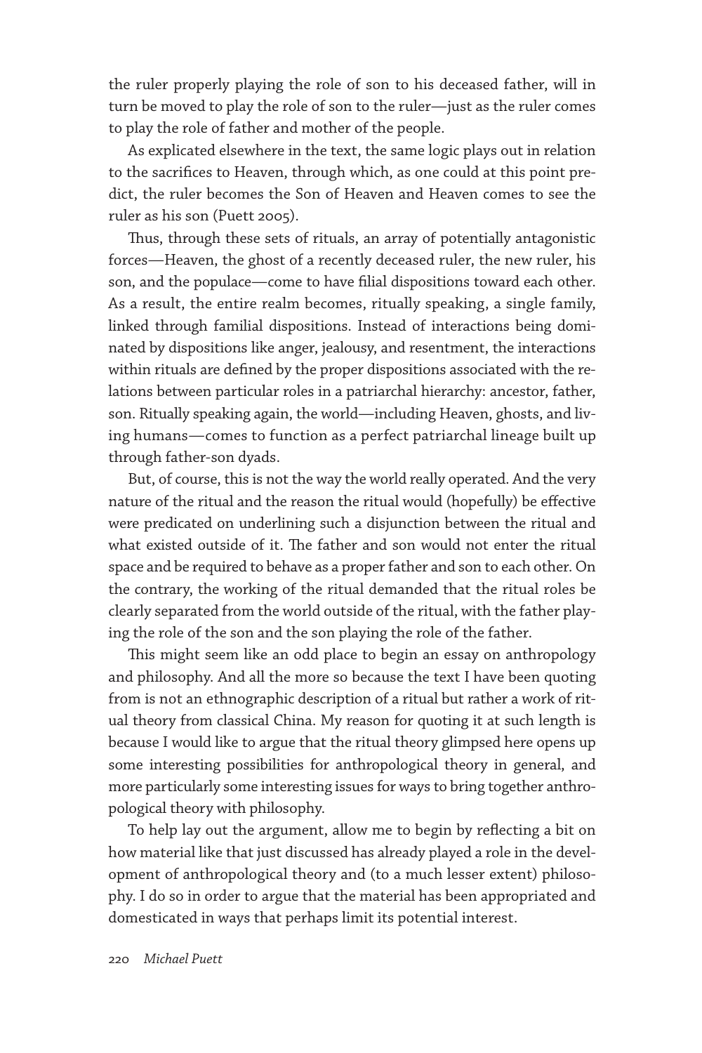the ruler properly playing the role of son to his deceased father, will in turn be moved to play the role of son to the ruler—just as the ruler comes to play the role of father and mother of the people.

As explicated elsewhere in the text, the same logic plays out in relation to the sacrifices to Heaven, through which, as one could at this point predict, the ruler becomes the Son of Heaven and Heaven comes to see the ruler as his son (Puett 2005).

Thus, through these sets of rituals, an array of potentially antagonistic forces—Heaven, the ghost of a recently deceased ruler, the new ruler, his son, and the populace—come to have filial dispositions toward each other. As a result, the entire realm becomes, ritually speaking, a single family, linked through familial dispositions. Instead of interactions being dominated by dispositions like anger, jealousy, and resentment, the interactions within rituals are defined by the proper dispositions associated with the relations between particular roles in a patriarchal hierarchy: ancestor, father, son. Ritually speaking again, the world—including Heaven, ghosts, and living humans—comes to function as a perfect patriarchal lineage built up through father-son dyads.

But, of course, this is not the way the world really operated. And the very nature of the ritual and the reason the ritual would (hopefully) be effective were predicated on underlining such a disjunction between the ritual and what existed outside of it. The father and son would not enter the ritual space and be required to behave as a proper father and son to each other. On the contrary, the working of the ritual demanded that the ritual roles be clearly separated from the world outside of the ritual, with the father playing the role of the son and the son playing the role of the father.

This might seem like an odd place to begin an essay on anthropology and philosophy. And all the more so because the text I have been quoting from is not an ethnographic description of a ritual but rather a work of ritual theory from classical China. My reason for quoting it at such length is because I would like to argue that the ritual theory glimpsed here opens up some interesting possibilities for anthropological theory in general, and more particularly some interesting issues for ways to bring together anthropological theory with philosophy.

To help lay out the argument, allow me to begin by reflecting a bit on how material like that just discussed has already played a role in the development of anthropological theory and (to a much lesser extent) philosophy. I do so in order to argue that the material has been appropriated and domesticated in ways that perhaps limit its potential interest.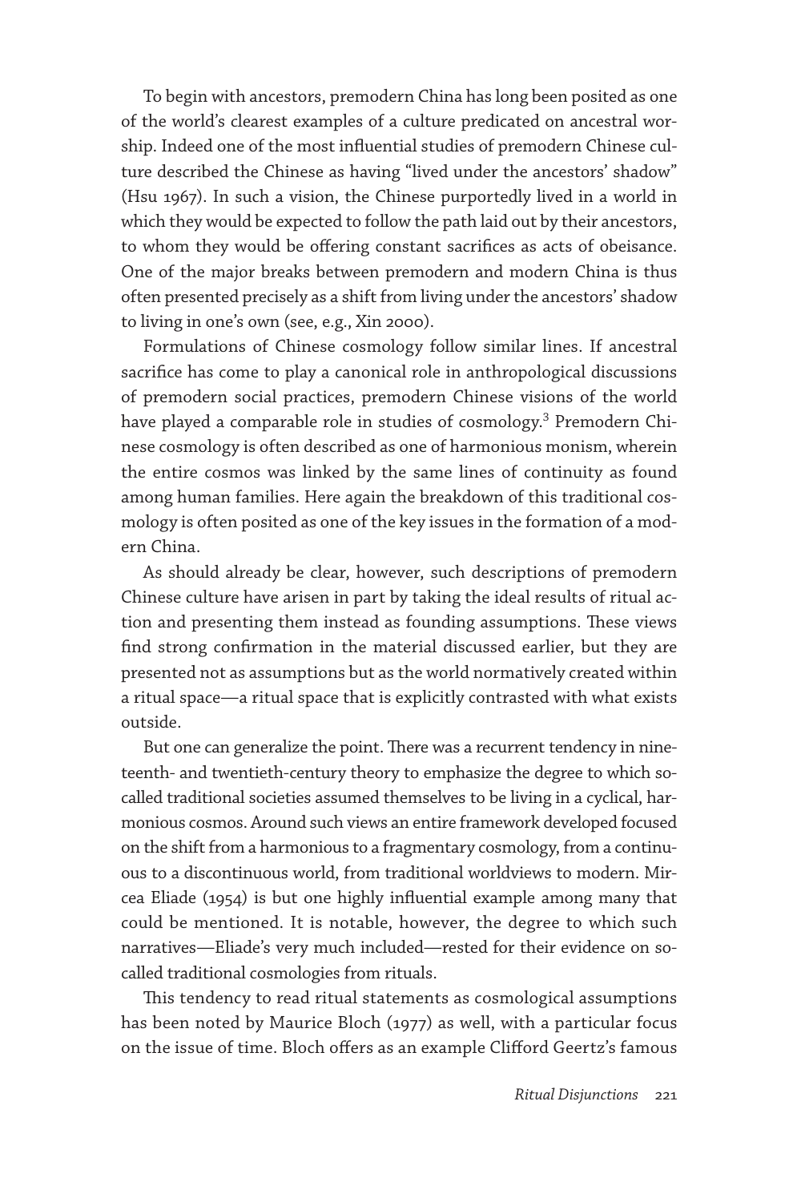To begin with ancestors, premodern China has long been posited as one of the world's clearest examples of a culture predicated on ancestral worship. Indeed one of the most influential studies of premodern Chinese culture described the Chinese as having "lived under the ancestors' shadow" (Hsu 1967). In such a vision, the Chinese purportedly lived in a world in which they would be expected to follow the path laid out by their ancestors, to whom they would be offering constant sacrifices as acts of obeisance. One of the major breaks between premodern and modern China is thus often presented precisely as a shift from living under the ancestors' shadow to living in one's own (see, e.g., Xin 2000).

Formulations of Chinese cosmology follow similar lines. If ancestral sacrifice has come to play a canonical role in anthropological discussions of premodern social practices, premodern Chinese visions of the world have played a comparable role in studies of cosmology.[3] Premodern Chinese cosmology is often described as one of harmonious monism, wherein the entire cosmos was linked by the same lines of continuity as found among human families. Here again the breakdown of this traditional cosmology is often posited as one of the key issues in the formation of a modern China.

As should already be clear, however, such descriptions of premodern Chinese culture have arisen in part by taking the ideal results of ritual action and presenting them instead as founding assumptions. These views find strong confirmation in the material discussed earlier, but they are presented not as assumptions but as the world normatively created within a ritual space—a ritual space that is explicitly contrasted with what exists outside.

But one can generalize the point. There was a recurrent tendency in nineteenth- and twentieth-century theory to emphasize the degree to which so-called traditional societies assumed themselves to be living in a cyclical, harmonious cosmos. Around such views an entire framework developed focused on the shift from a harmonious to a fragmentary cosmology, from a continuous to a discontinuous world, from traditional worldviews to modern. Mircea Eliade (1954) is but one highly influential example among many that could be mentioned. It is notable, however, the degree to which such narratives—Eliade's very much included—rested for their evidence on so-called traditional cosmologies from rituals.

This tendency to read ritual statements as cosmological assumptions has been noted by Maurice Bloch (1977) as well, with a particular focus on the issue of time. Bloch offers as an example Clifford Geertz's famous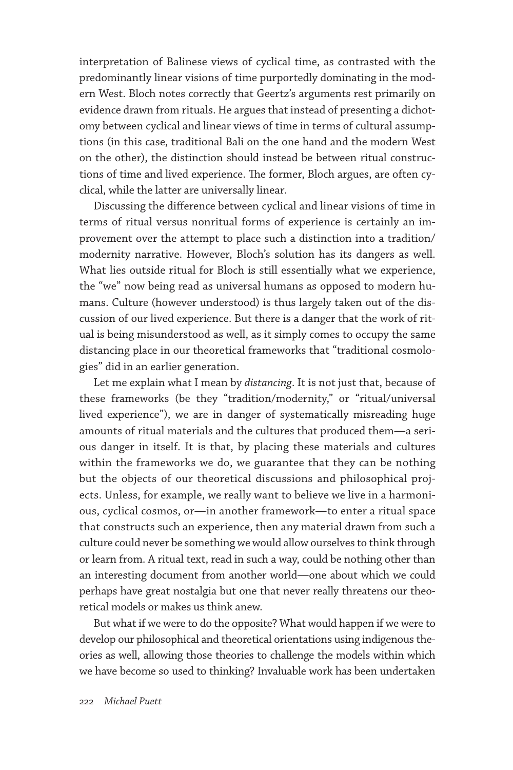interpretation of Balinese views of cyclical time, as contrasted with the predominantly linear visions of time purportedly dominating in the modern West. Bloch notes correctly that Geertz's arguments rest primarily on evidence drawn from rituals. He argues that instead of presenting a dichotomy between cyclical and linear views of time in terms of cultural assumptions (in this case, traditional Bali on the one hand and the modern West on the other), the distinction should instead be between ritual constructions of time and lived experience. The former, Bloch argues, are often cyclical, while the latter are universally linear.

Discussing the difference between cyclical and linear visions of time in terms of ritual versus nonritual forms of experience is certainly an improvement over the attempt to place such a distinction into a tradition/modernity narrative. However, Bloch's solution has its dangers as well. What lies outside ritual for Bloch is still essentially what we experience, the "we" now being read as universal humans as opposed to modern humans. Culture (however understood) is thus largely taken out of the discussion of our lived experience. But there is a danger that the work of ritual is being misunderstood as well, as it simply comes to occupy the same distancing place in our theoretical frameworks that "traditional cosmologies" did in an earlier generation.

Let me explain what I mean by *distancing*. It is not just that, because of these frameworks (be they "tradition/modernity," or "ritual/universal lived experience"), we are in danger of systematically misreading huge amounts of ritual materials and the cultures that produced them—a serious danger in itself. It is that, by placing these materials and cultures within the frameworks we do, we guarantee that they can be nothing but the objects of our theoretical discussions and philosophical projects. Unless, for example, we really want to believe we live in a harmonious, cyclical cosmos, or—in another framework—to enter a ritual space that constructs such an experience, then any material drawn from such a culture could never be something we would allow ourselves to think through or learn from. A ritual text, read in such a way, could be nothing other than an interesting document from another world—one about which we could perhaps have great nostalgia but one that never really threatens our theoretical models or makes us think anew.

But what if we were to do the opposite? What would happen if we were to develop our philosophical and theoretical orientations using indigenous theories as well, allowing those theories to challenge the models within which we have become so used to thinking? Invaluable work has been undertaken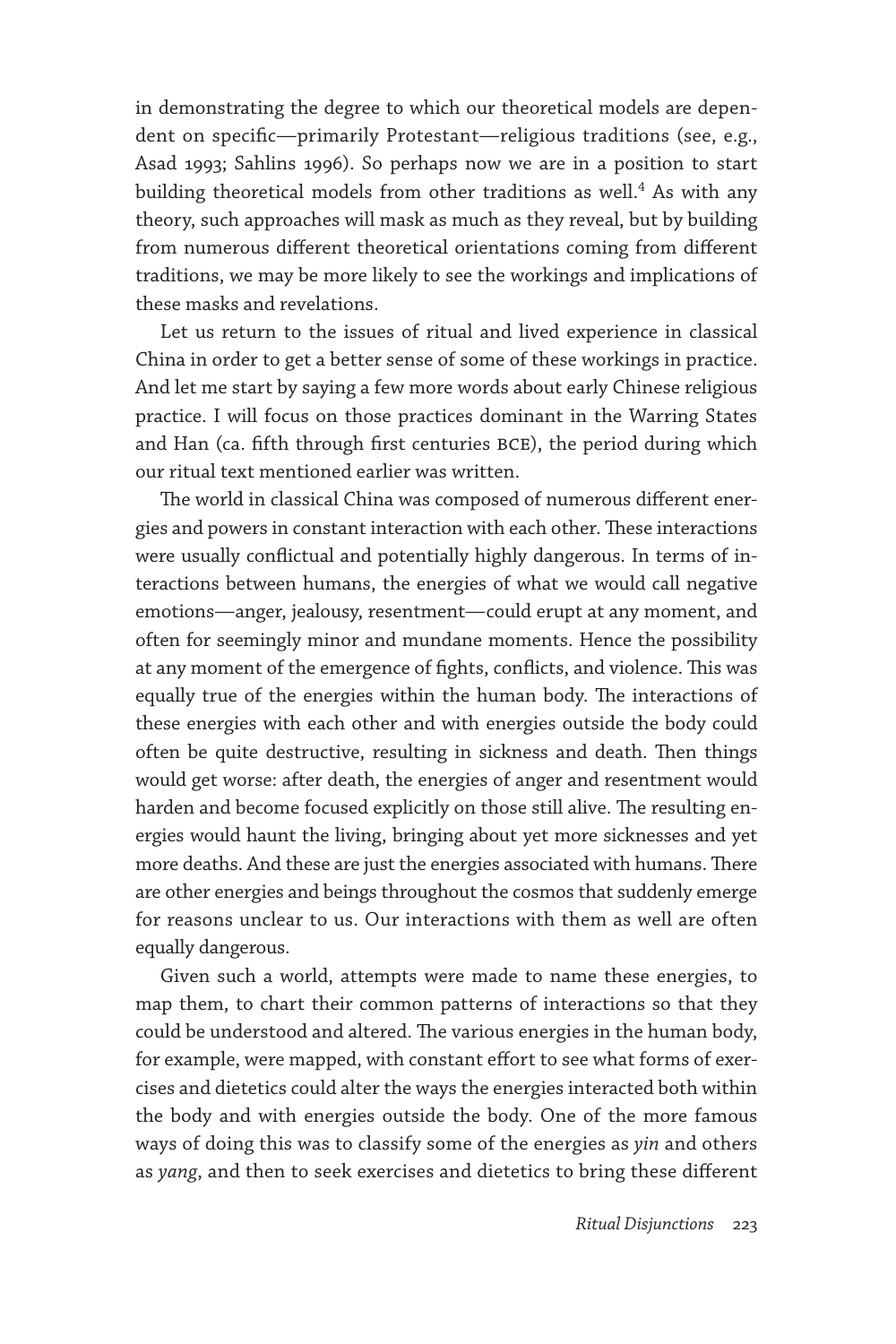in demonstrating the degree to which our theoretical models are dependent on specific—primarily Protestant—religious traditions (see, e.g., Asad 1993; Sahlins 1996). So perhaps now we are in a position to start building theoretical models from other traditions as well.[4] As with any theory, such approaches will mask as much as they reveal, but by building from numerous different theoretical orientations coming from different traditions, we may be more likely to see the workings and implications of these masks and revelations.

Let us return to the issues of ritual and lived experience in classical China in order to get a better sense of some of these workings in practice. And let me start by saying a few more words about early Chinese religious practice. I will focus on those practices dominant in the Warring States and Han (ca. fifth through first centuries BCE), the period during which our ritual text mentioned earlier was written.

The world in classical China was composed of numerous different energies and powers in constant interaction with each other. These interactions were usually conflictual and potentially highly dangerous. In terms of interactions between humans, the energies of what we would call negative emotions—anger, jealousy, resentment—could erupt at any moment, and often for seemingly minor and mundane moments. Hence the possibility at any moment of the emergence of fights, conflicts, and violence. This was equally true of the energies within the human body. The interactions of these energies with each other and with energies outside the body could often be quite destructive, resulting in sickness and death. Then things would get worse: after death, the energies of anger and resentment would harden and become focused explicitly on those still alive. The resulting energies would haunt the living, bringing about yet more sicknesses and yet more deaths. And these are just the energies associated with humans. There are other energies and beings throughout the cosmos that suddenly emerge for reasons unclear to us. Our interactions with them as well are often equally dangerous.

Given such a world, attempts were made to name these energies, to map them, to chart their common patterns of interactions so that they could be understood and altered. The various energies in the human body, for example, were mapped, with constant effort to see what forms of exercises and dietetics could alter the ways the energies interacted both within the body and with energies outside the body. One of the more famous ways of doing this was to classify some of the energies as *yin* and others as *yang*, and then to seek exercises and dietetics to bring these different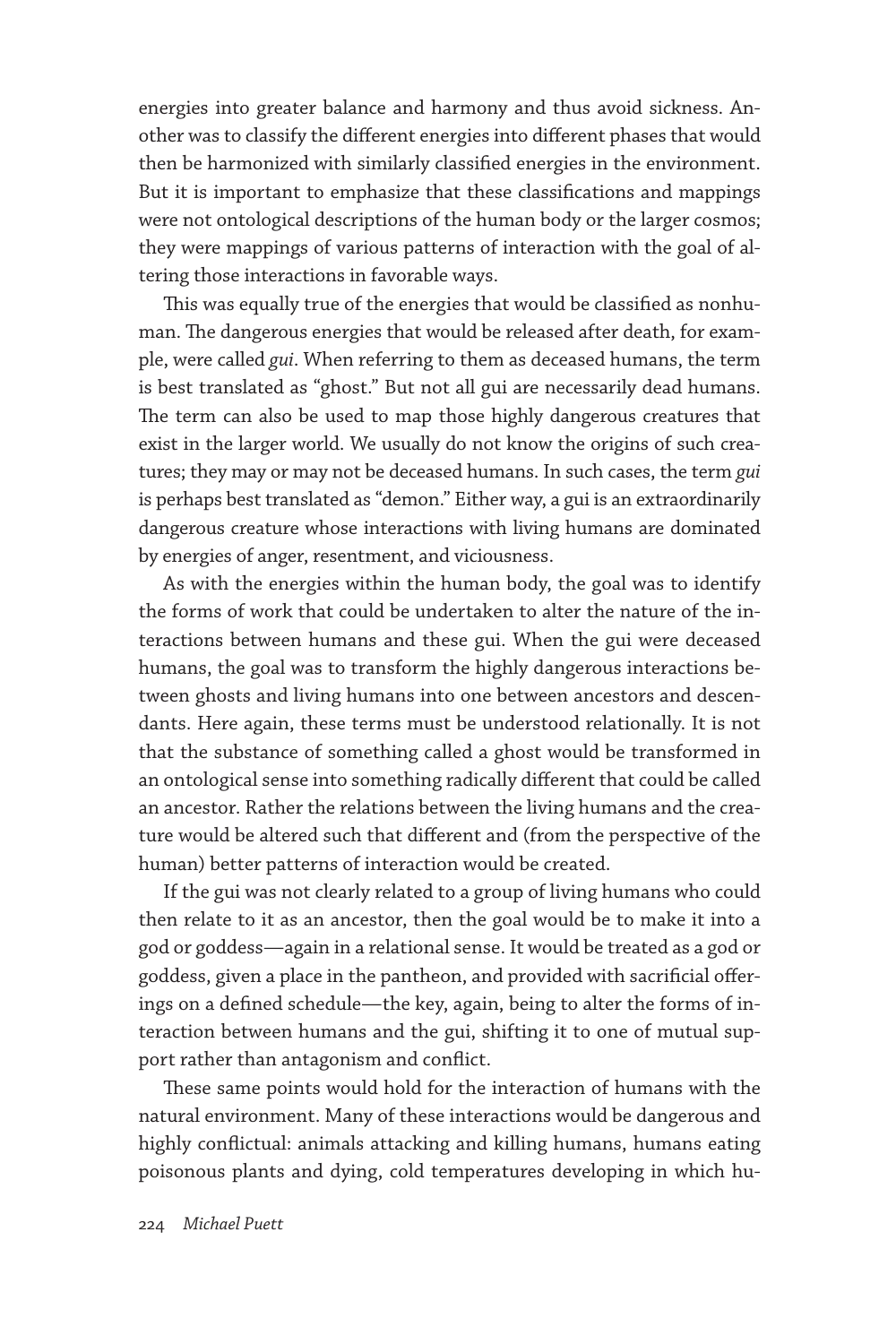energies into greater balance and harmony and thus avoid sickness. Another was to classify the different energies into different phases that would then be harmonized with similarly classified energies in the environment. But it is important to emphasize that these classifications and mappings were not ontological descriptions of the human body or the larger cosmos; they were mappings of various patterns of interaction with the goal of altering those interactions in favorable ways.

This was equally true of the energies that would be classified as nonhuman. The dangerous energies that would be released after death, for example, were called *gui*. When referring to them as deceased humans, the term is best translated as "ghost." But not all gui are necessarily dead humans. The term can also be used to map those highly dangerous creatures that exist in the larger world. We usually do not know the origins of such creatures; they may or may not be deceased humans. In such cases, the term *gui* is perhaps best translated as "demon." Either way, a gui is an extraordinarily dangerous creature whose interactions with living humans are dominated by energies of anger, resentment, and viciousness.

As with the energies within the human body, the goal was to identify the forms of work that could be undertaken to alter the nature of the interactions between humans and these gui. When the gui were deceased humans, the goal was to transform the highly dangerous interactions between ghosts and living humans into one between ancestors and descendants. Here again, these terms must be understood relationally. It is not that the substance of something called a ghost would be transformed in an ontological sense into something radically different that could be called an ancestor. Rather the relations between the living humans and the creature would be altered such that different and (from the perspective of the human) better patterns of interaction would be created.

If the gui was not clearly related to a group of living humans who could then relate to it as an ancestor, then the goal would be to make it into a god or goddess—again in a relational sense. It would be treated as a god or goddess, given a place in the pantheon, and provided with sacrificial offerings on a defined schedule—the key, again, being to alter the forms of interaction between humans and the gui, shifting it to one of mutual support rather than antagonism and conflict.

These same points would hold for the interaction of humans with the natural environment. Many of these interactions would be dangerous and highly conflictual: animals attacking and killing humans, humans eating poisonous plants and dying, cold temperatures developing in which hu-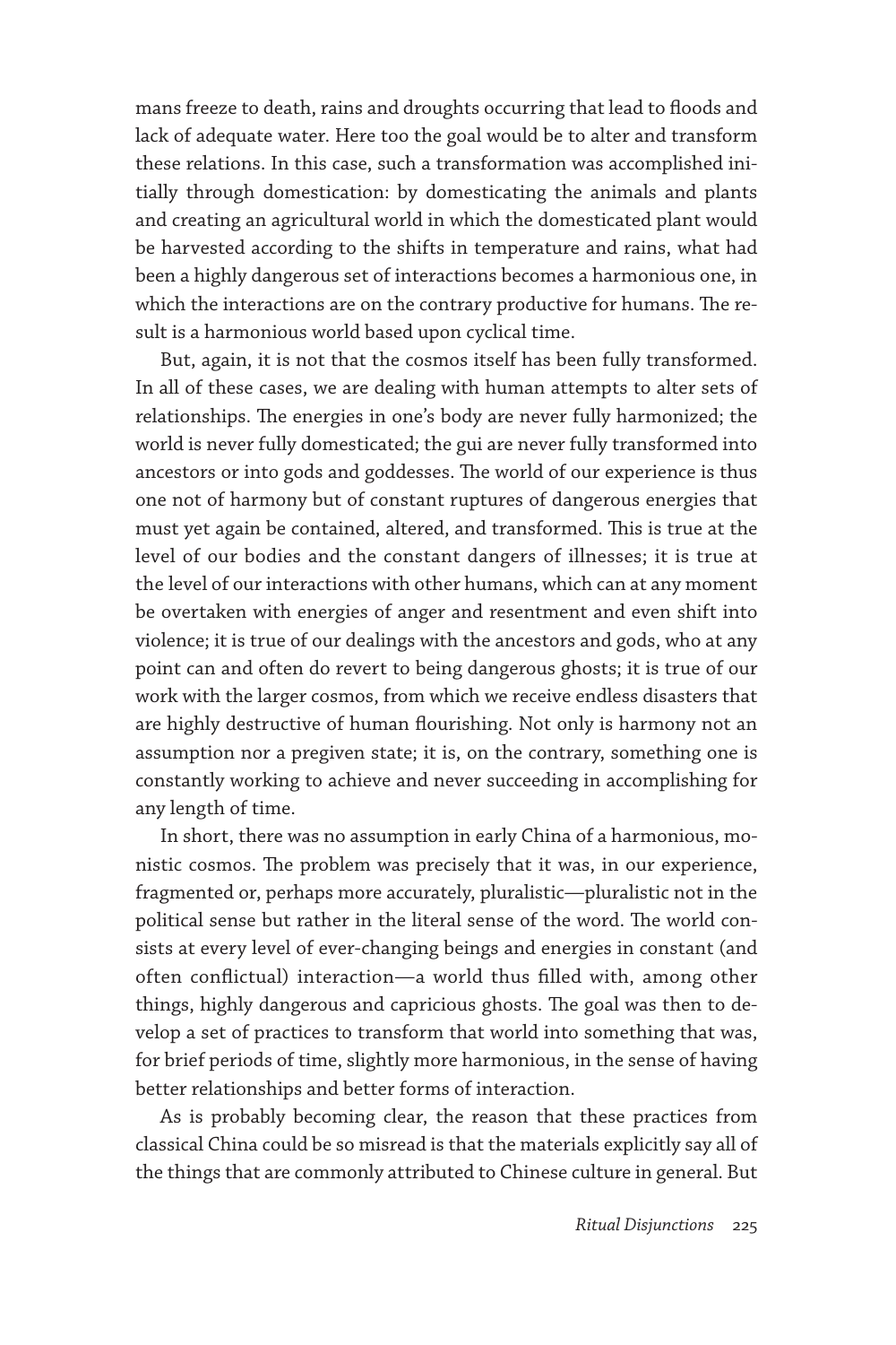mans freeze to death, rains and droughts occurring that lead to floods and lack of adequate water. Here too the goal would be to alter and transform these relations. In this case, such a transformation was accomplished initially through domestication: by domesticating the animals and plants and creating an agricultural world in which the domesticated plant would be harvested according to the shifts in temperature and rains, what had been a highly dangerous set of interactions becomes a harmonious one, in which the interactions are on the contrary productive for humans. The result is a harmonious world based upon cyclical time.

But, again, it is not that the cosmos itself has been fully transformed. In all of these cases, we are dealing with human attempts to alter sets of relationships. The energies in one's body are never fully harmonized; the world is never fully domesticated; the gui are never fully transformed into ancestors or into gods and goddesses. The world of our experience is thus one not of harmony but of constant ruptures of dangerous energies that must yet again be contained, altered, and transformed. This is true at the level of our bodies and the constant dangers of illnesses; it is true at the level of our interactions with other humans, which can at any moment be overtaken with energies of anger and resentment and even shift into violence; it is true of our dealings with the ancestors and gods, who at any point can and often do revert to being dangerous ghosts; it is true of our work with the larger cosmos, from which we receive endless disasters that are highly destructive of human flourishing. Not only is harmony not an assumption nor a pregiven state; it is, on the contrary, something one is constantly working to achieve and never succeeding in accomplishing for any length of time.

In short, there was no assumption in early China of a harmonious, monistic cosmos. The problem was precisely that it was, in our experience, fragmented or, perhaps more accurately, pluralistic—pluralistic not in the political sense but rather in the literal sense of the word. The world consists at every level of ever-changing beings and energies in constant (and often conflictual) interaction—a world thus filled with, among other things, highly dangerous and capricious ghosts. The goal was then to develop a set of practices to transform that world into something that was, for brief periods of time, slightly more harmonious, in the sense of having better relationships and better forms of interaction.

As is probably becoming clear, the reason that these practices from classical China could be so misread is that the materials explicitly say all of the things that are commonly attributed to Chinese culture in general. But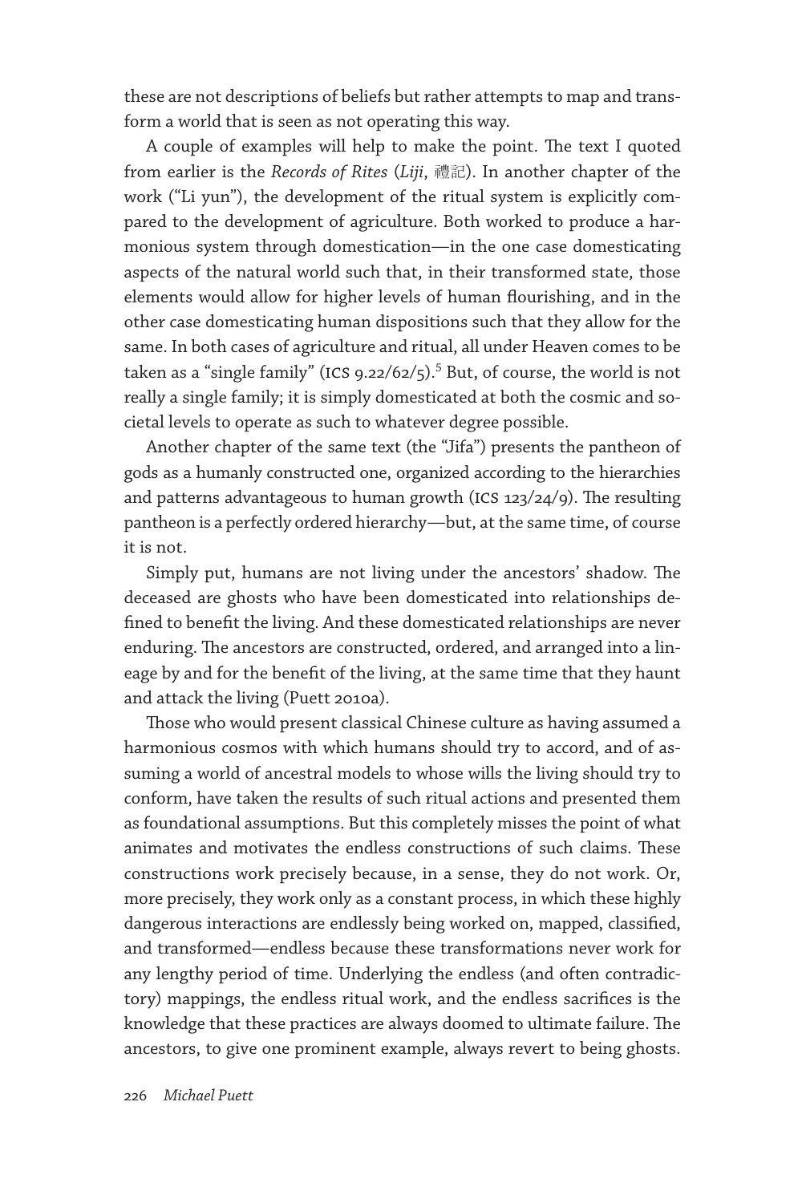these are not descriptions of beliefs but rather attempts to map and transform a world that is seen as not operating this way.

A couple of examples will help to make the point. The text I quoted from earlier is the *Records of Rites* (*Liji*, 禮記). In another chapter of the work ("Li yun"), the development of the ritual system is explicitly compared to the development of agriculture. Both worked to produce a harmonious system through domestication—in the one case domesticating aspects of the natural world such that, in their transformed state, those elements would allow for higher levels of human flourishing, and in the other case domesticating human dispositions such that they allow for the same. In both cases of agriculture and ritual, all under Heaven comes to be taken as a "single family" (ICS 9.22/62/5).[5] But, of course, the world is not really a single family; it is simply domesticated at both the cosmic and societal levels to operate as such to whatever degree possible.

Another chapter of the same text (the "Jifa") presents the pantheon of gods as a humanly constructed one, organized according to the hierarchies and patterns advantageous to human growth (ICS 123/24/9). The resulting pantheon is a perfectly ordered hierarchy—but, at the same time, of course it is not.

Simply put, humans are not living under the ancestors' shadow. The deceased are ghosts who have been domesticated into relationships defined to benefit the living. And these domesticated relationships are never enduring. The ancestors are constructed, ordered, and arranged into a lineage by and for the benefit of the living, at the same time that they haunt and attack the living (Puett 2010a).

Those who would present classical Chinese culture as having assumed a harmonious cosmos with which humans should try to accord, and of assuming a world of ancestral models to whose wills the living should try to conform, have taken the results of such ritual actions and presented them as foundational assumptions. But this completely misses the point of what animates and motivates the endless constructions of such claims. These constructions work precisely because, in a sense, they do not work. Or, more precisely, they work only as a constant process, in which these highly dangerous interactions are endlessly being worked on, mapped, classified, and transformed—endless because these transformations never work for any lengthy period of time. Underlying the endless (and often contradictory) mappings, the endless ritual work, and the endless sacrifices is the knowledge that these practices are always doomed to ultimate failure. The ancestors, to give one prominent example, always revert to being ghosts.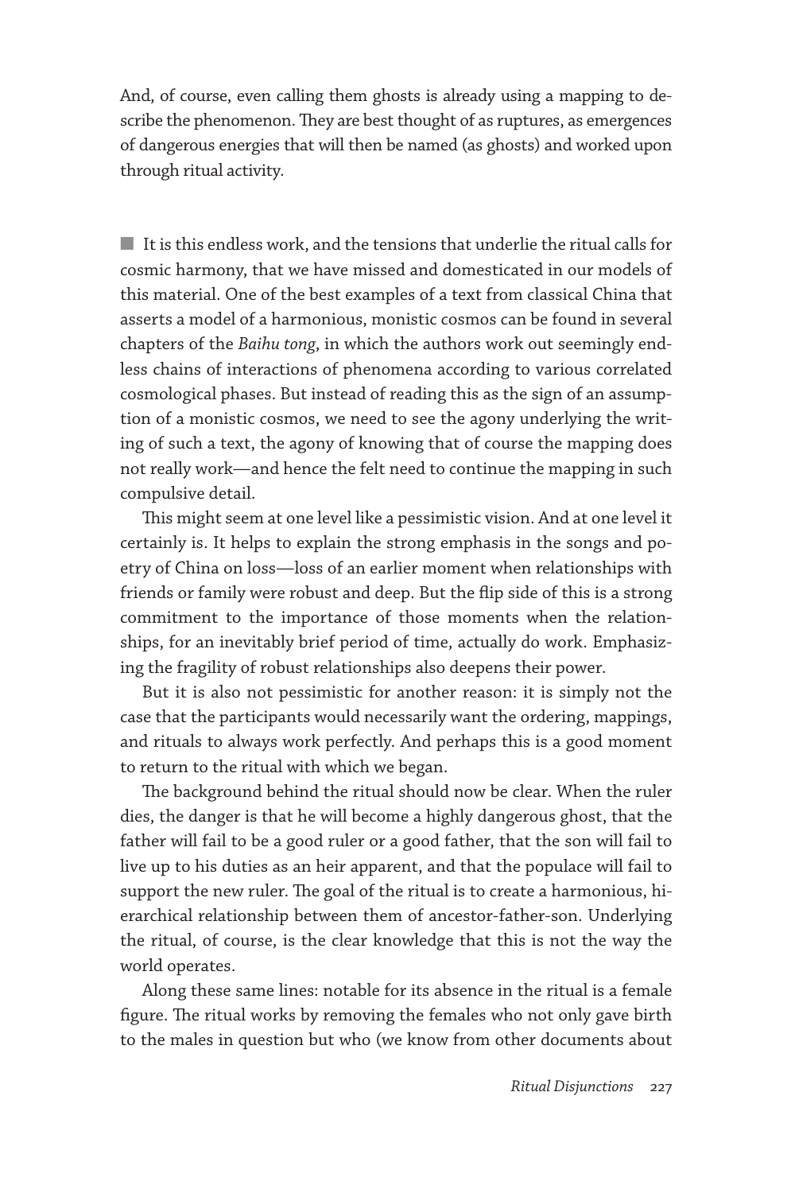And, of course, even calling them ghosts is already using a mapping to describe the phenomenon. They are best thought of as ruptures, as emergences of dangerous energies that will then be named (as ghosts) and worked upon through ritual activity.

■ It is this endless work, and the tensions that underlie the ritual calls for cosmic harmony, that we have missed and domesticated in our models of this material. One of the best examples of a text from classical China that asserts a model of a harmonious, monistic cosmos can be found in several chapters of the *Baihu tong*, in which the authors work out seemingly endless chains of interactions of phenomena according to various correlated cosmological phases. But instead of reading this as the sign of an assumption of a monistic cosmos, we need to see the agony underlying the writing of such a text, the agony of knowing that of course the mapping does not really work—and hence the felt need to continue the mapping in such compulsive detail.

This might seem at one level like a pessimistic vision. And at one level it certainly is. It helps to explain the strong emphasis in the songs and poetry of China on loss—loss of an earlier moment when relationships with friends or family were robust and deep. But the flip side of this is a strong commitment to the importance of those moments when the relationships, for an inevitably brief period of time, actually do work. Emphasizing the fragility of robust relationships also deepens their power.

But it is also not pessimistic for another reason: it is simply not the case that the participants would necessarily want the ordering, mappings, and rituals to always work perfectly. And perhaps this is a good moment to return to the ritual with which we began.

The background behind the ritual should now be clear. When the ruler dies, the danger is that he will become a highly dangerous ghost, that the father will fail to be a good ruler or a good father, that the son will fail to live up to his duties as an heir apparent, and that the populace will fail to support the new ruler. The goal of the ritual is to create a harmonious, hierarchical relationship between them of ancestor-father-son. Underlying the ritual, of course, is the clear knowledge that this is not the way the world operates.

Along these same lines: notable for its absence in the ritual is a female figure. The ritual works by removing the females who not only gave birth to the males in question but who (we know from other documents about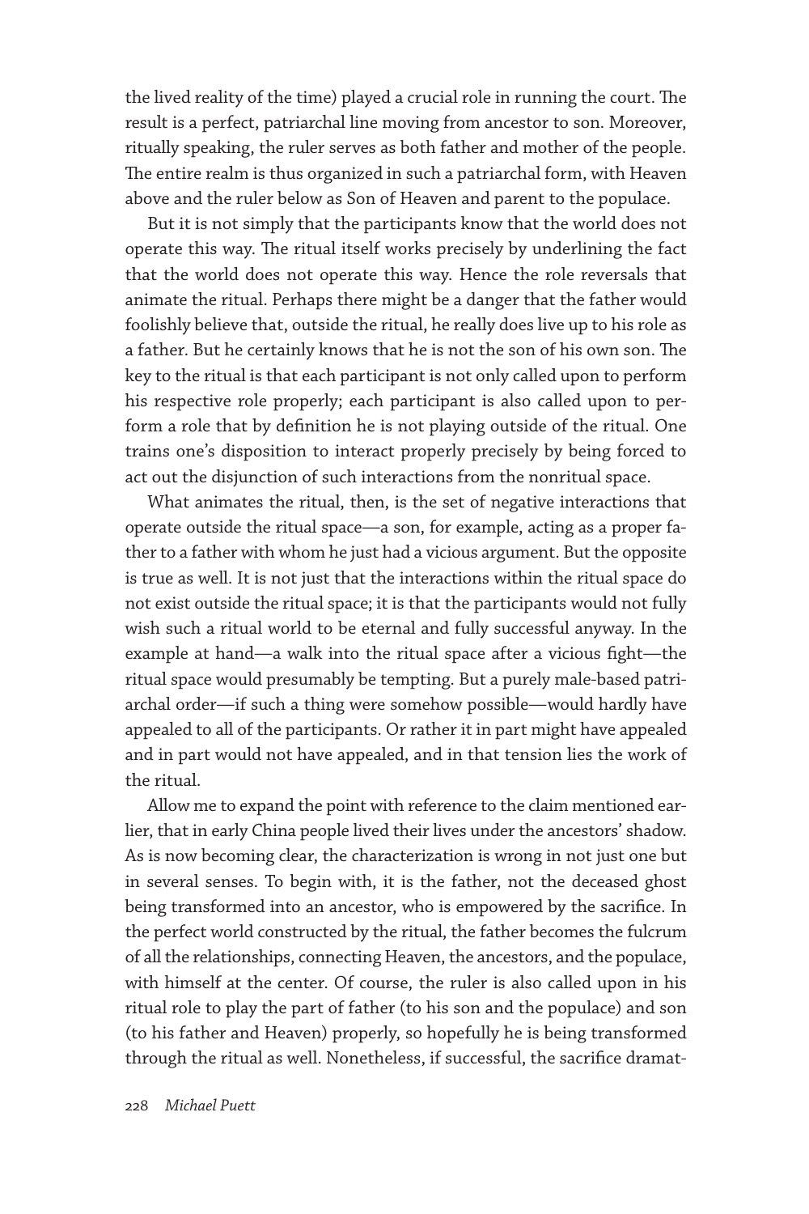the lived reality of the time) played a crucial role in running the court. The result is a perfect, patriarchal line moving from ancestor to son. Moreover, ritually speaking, the ruler serves as both father and mother of the people. The entire realm is thus organized in such a patriarchal form, with Heaven above and the ruler below as Son of Heaven and parent to the populace.

But it is not simply that the participants know that the world does not operate this way. The ritual itself works precisely by underlining the fact that the world does not operate this way. Hence the role reversals that animate the ritual. Perhaps there might be a danger that the father would foolishly believe that, outside the ritual, he really does live up to his role as a father. But he certainly knows that he is not the son of his own son. The key to the ritual is that each participant is not only called upon to perform his respective role properly; each participant is also called upon to perform a role that by definition he is not playing outside of the ritual. One trains one's disposition to interact properly precisely by being forced to act out the disjunction of such interactions from the nonritual space.

What animates the ritual, then, is the set of negative interactions that operate outside the ritual space—a son, for example, acting as a proper father to a father with whom he just had a vicious argument. But the opposite is true as well. It is not just that the interactions within the ritual space do not exist outside the ritual space; it is that the participants would not fully wish such a ritual world to be eternal and fully successful anyway. In the example at hand—a walk into the ritual space after a vicious fight—the ritual space would presumably be tempting. But a purely male-based patriarchal order—if such a thing were somehow possible—would hardly have appealed to all of the participants. Or rather it in part might have appealed and in part would not have appealed, and in that tension lies the work of the ritual.

Allow me to expand the point with reference to the claim mentioned earlier, that in early China people lived their lives under the ancestors' shadow. As is now becoming clear, the characterization is wrong in not just one but in several senses. To begin with, it is the father, not the deceased ghost being transformed into an ancestor, who is empowered by the sacrifice. In the perfect world constructed by the ritual, the father becomes the fulcrum of all the relationships, connecting Heaven, the ancestors, and the populace, with himself at the center. Of course, the ruler is also called upon in his ritual role to play the part of father (to his son and the populace) and son (to his father and Heaven) properly, so hopefully he is being transformed through the ritual as well. Nonetheless, if successful, the sacrifice dramat-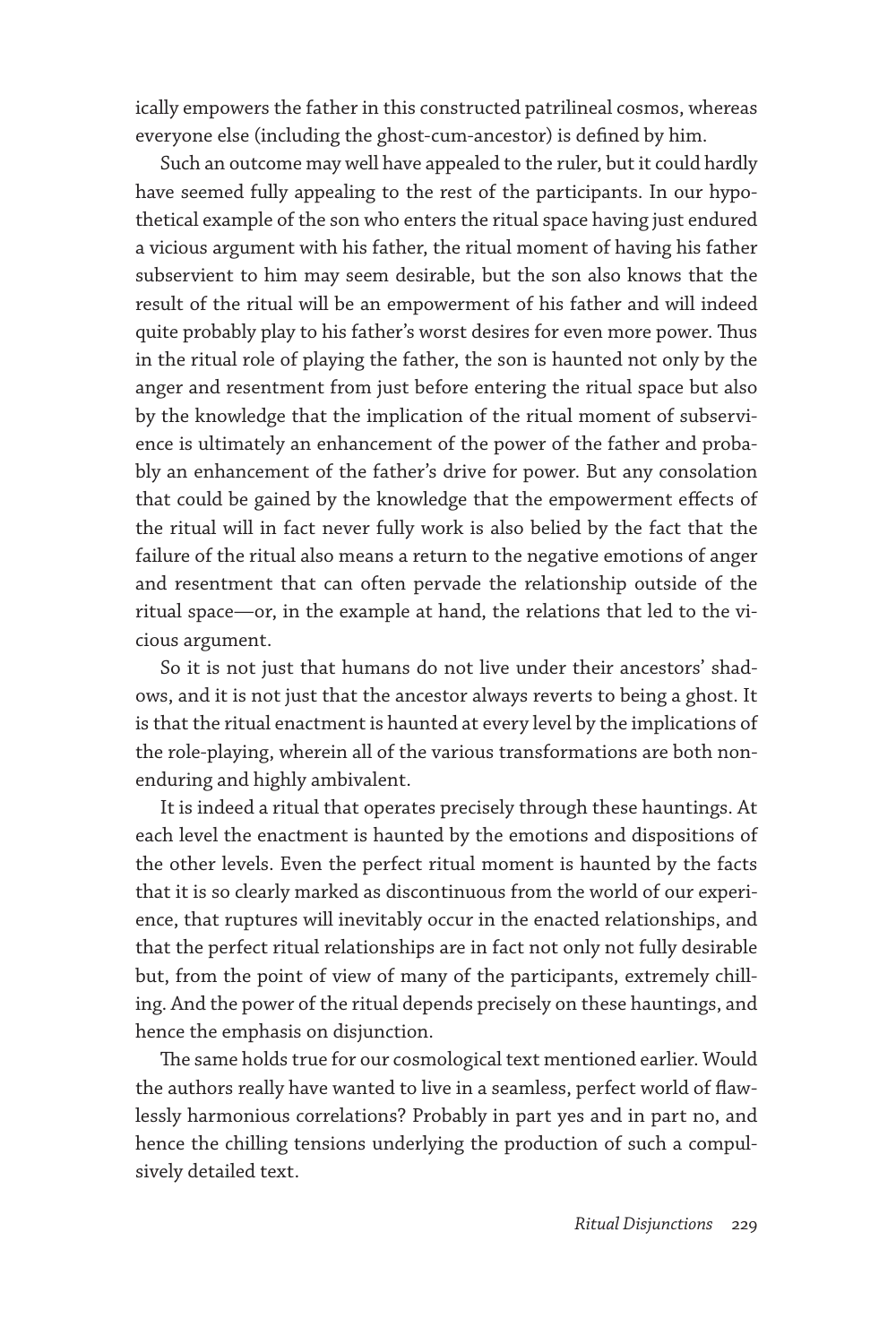ically empowers the father in this constructed patrilineal cosmos, whereas everyone else (including the ghost-cum-ancestor) is defined by him.

Such an outcome may well have appealed to the ruler, but it could hardly have seemed fully appealing to the rest of the participants. In our hypothetical example of the son who enters the ritual space having just endured a vicious argument with his father, the ritual moment of having his father subservient to him may seem desirable, but the son also knows that the result of the ritual will be an empowerment of his father and will indeed quite probably play to his father's worst desires for even more power. Thus in the ritual role of playing the father, the son is haunted not only by the anger and resentment from just before entering the ritual space but also by the knowledge that the implication of the ritual moment of subservience is ultimately an enhancement of the power of the father and probably an enhancement of the father's drive for power. But any consolation that could be gained by the knowledge that the empowerment effects of the ritual will in fact never fully work is also belied by the fact that the failure of the ritual also means a return to the negative emotions of anger and resentment that can often pervade the relationship outside of the ritual space—or, in the example at hand, the relations that led to the vicious argument.

So it is not just that humans do not live under their ancestors' shadows, and it is not just that the ancestor always reverts to being a ghost. It is that the ritual enactment is haunted at every level by the implications of the role-playing, wherein all of the various transformations are both nonenduring and highly ambivalent.

It is indeed a ritual that operates precisely through these hauntings. At each level the enactment is haunted by the emotions and dispositions of the other levels. Even the perfect ritual moment is haunted by the facts that it is so clearly marked as discontinuous from the world of our experience, that ruptures will inevitably occur in the enacted relationships, and that the perfect ritual relationships are in fact not only not fully desirable but, from the point of view of many of the participants, extremely chilling. And the power of the ritual depends precisely on these hauntings, and hence the emphasis on disjunction.

The same holds true for our cosmological text mentioned earlier. Would the authors really have wanted to live in a seamless, perfect world of flawlessly harmonious correlations? Probably in part yes and in part no, and hence the chilling tensions underlying the production of such a compulsively detailed text.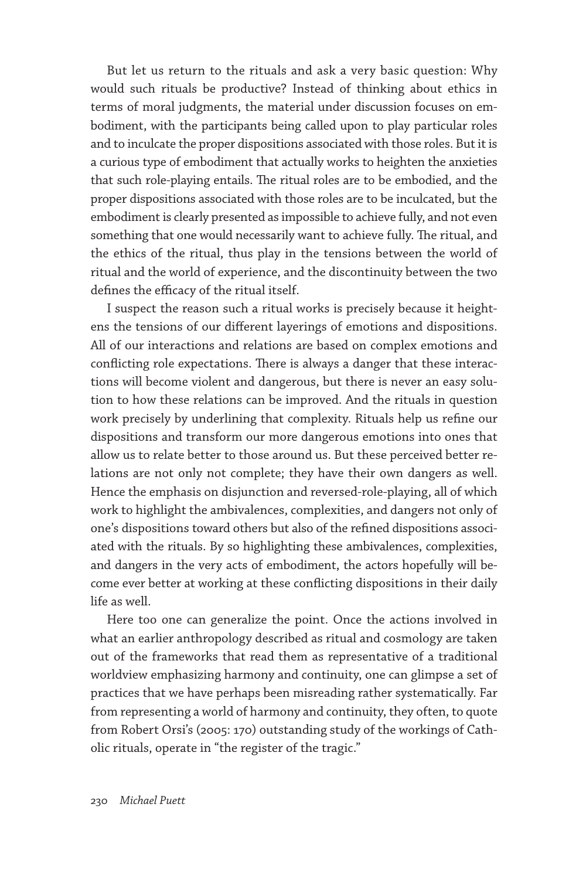But let us return to the rituals and ask a very basic question: Why would such rituals be productive? Instead of thinking about ethics in terms of moral judgments, the material under discussion focuses on embodiment, with the participants being called upon to play particular roles and to inculcate the proper dispositions associated with those roles. But it is a curious type of embodiment that actually works to heighten the anxieties that such role-playing entails. The ritual roles are to be embodied, and the proper dispositions associated with those roles are to be inculcated, but the embodiment is clearly presented as impossible to achieve fully, and not even something that one would necessarily want to achieve fully. The ritual, and the ethics of the ritual, thus play in the tensions between the world of ritual and the world of experience, and the discontinuity between the two defines the efficacy of the ritual itself.

I suspect the reason such a ritual works is precisely because it heightens the tensions of our different layerings of emotions and dispositions. All of our interactions and relations are based on complex emotions and conflicting role expectations. There is always a danger that these interactions will become violent and dangerous, but there is never an easy solution to how these relations can be improved. And the rituals in question work precisely by underlining that complexity. Rituals help us refine our dispositions and transform our more dangerous emotions into ones that allow us to relate better to those around us. But these perceived better relations are not only not complete; they have their own dangers as well. Hence the emphasis on disjunction and reversed-role-playing, all of which work to highlight the ambivalences, complexities, and dangers not only of one's dispositions toward others but also of the refined dispositions associated with the rituals. By so highlighting these ambivalences, complexities, and dangers in the very acts of embodiment, the actors hopefully will become ever better at working at these conflicting dispositions in their daily life as well.

Here too one can generalize the point. Once the actions involved in what an earlier anthropology described as ritual and cosmology are taken out of the frameworks that read them as representative of a traditional worldview emphasizing harmony and continuity, one can glimpse a set of practices that we have perhaps been misreading rather systematically. Far from representing a world of harmony and continuity, they often, to quote from Robert Orsi's (2005: 170) outstanding study of the workings of Catholic rituals, operate in "the register of the tragic."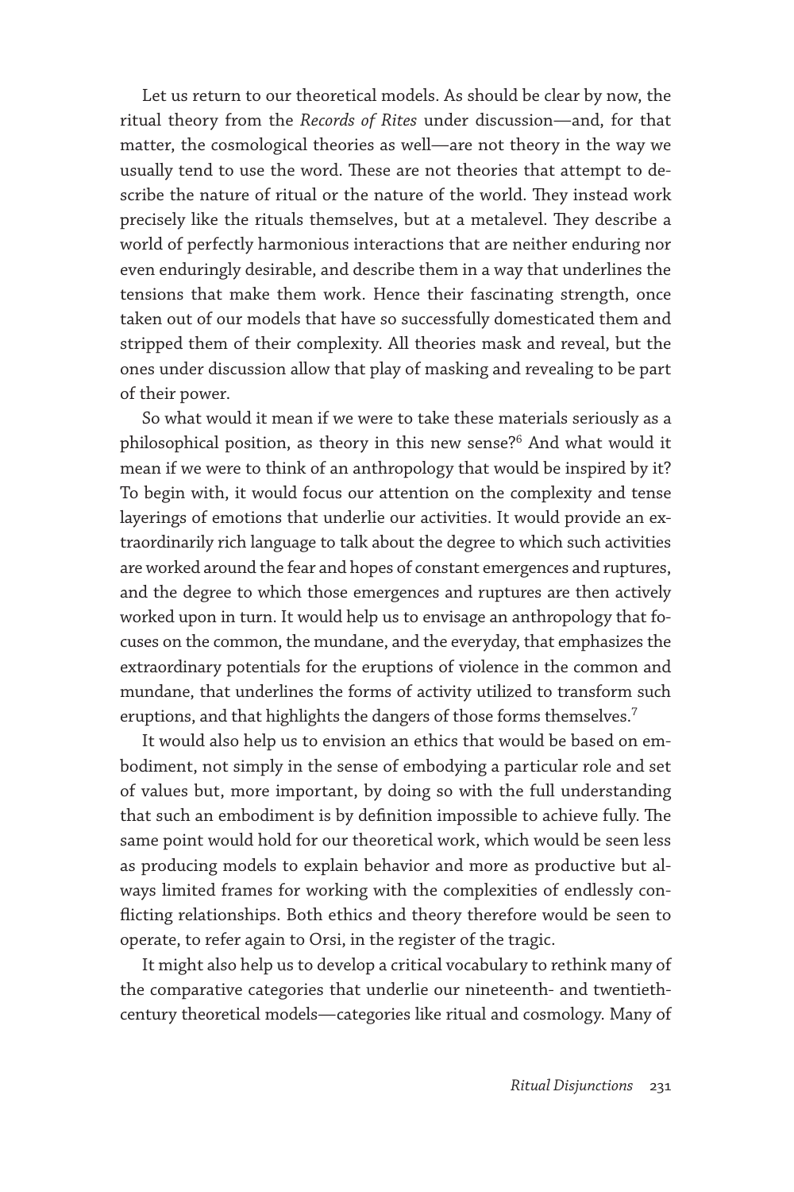Let us return to our theoretical models. As should be clear by now, the ritual theory from the *Records of Rites* under discussion—and, for that matter, the cosmological theories as well—are not theory in the way we usually tend to use the word. These are not theories that attempt to describe the nature of ritual or the nature of the world. They instead work precisely like the rituals themselves, but at a metalevel. They describe a world of perfectly harmonious interactions that are neither enduring nor even enduringly desirable, and describe them in a way that underlines the tensions that make them work. Hence their fascinating strength, once taken out of our models that have so successfully domesticated them and stripped them of their complexity. All theories mask and reveal, but the ones under discussion allow that play of masking and revealing to be part of their power.

So what would it mean if we were to take these materials seriously as a philosophical position, as theory in this new sense?[6] And what would it mean if we were to think of an anthropology that would be inspired by it? To begin with, it would focus our attention on the complexity and tense layerings of emotions that underlie our activities. It would provide an extraordinarily rich language to talk about the degree to which such activities are worked around the fear and hopes of constant emergences and ruptures, and the degree to which those emergences and ruptures are then actively worked upon in turn. It would help us to envisage an anthropology that focuses on the common, the mundane, and the everyday, that emphasizes the extraordinary potentials for the eruptions of violence in the common and mundane, that underlines the forms of activity utilized to transform such eruptions, and that highlights the dangers of those forms themselves.[7]

It would also help us to envision an ethics that would be based on embodiment, not simply in the sense of embodying a particular role and set of values but, more important, by doing so with the full understanding that such an embodiment is by definition impossible to achieve fully. The same point would hold for our theoretical work, which would be seen less as producing models to explain behavior and more as productive but always limited frames for working with the complexities of endlessly conflicting relationships. Both ethics and theory therefore would be seen to operate, to refer again to Orsi, in the register of the tragic.

It might also help us to develop a critical vocabulary to rethink many of the comparative categories that underlie our nineteenth- and twentieth-century theoretical models—categories like ritual and cosmology. Many of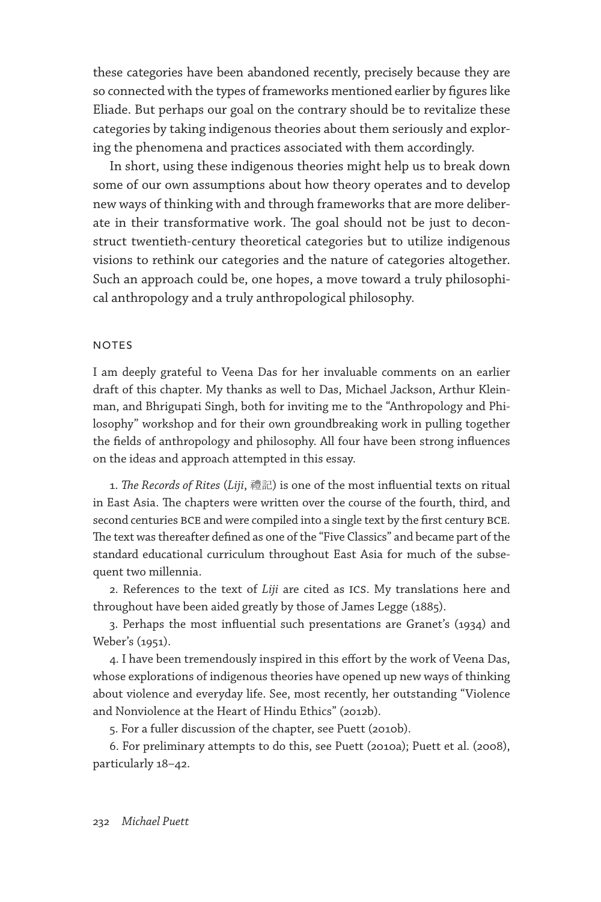these categories have been abandoned recently, precisely because they are so connected with the types of frameworks mentioned earlier by figures like Eliade. But perhaps our goal on the contrary should be to revitalize these categories by taking indigenous theories about them seriously and exploring the phenomena and practices associated with them accordingly.

In short, using these indigenous theories might help us to break down some of our own assumptions about how theory operates and to develop new ways of thinking with and through frameworks that are more deliberate in their transformative work. The goal should not be just to deconstruct twentieth-century theoretical categories but to utilize indigenous visions to rethink our categories and the nature of categories altogether. Such an approach could be, one hopes, a move toward a truly philosophical anthropology and a truly anthropological philosophy.

## NOTES

I am deeply grateful to Veena Das for her invaluable comments on an earlier draft of this chapter. My thanks as well to Das, Michael Jackson, Arthur Kleinman, and Bhrigupati Singh, both for inviting me to the "Anthropology and Philosophy" workshop and for their own groundbreaking work in pulling together the fields of anthropology and philosophy. All four have been strong influences on the ideas and approach attempted in this essay.

1. *The Records of Rites* (*Liji*, 禮記) is one of the most influential texts on ritual in East Asia. The chapters were written over the course of the fourth, third, and second centuries BCE and were compiled into a single text by the first century BCE. The text was thereafter defined as one of the "Five Classics" and became part of the standard educational curriculum throughout East Asia for much of the subsequent two millennia.

2. References to the text of *Liji* are cited as ICS. My translations here and throughout have been aided greatly by those of James Legge (1885).

3. Perhaps the most influential such presentations are Granet's (1934) and Weber's (1951).

4. I have been tremendously inspired in this effort by the work of Veena Das, whose explorations of indigenous theories have opened up new ways of thinking about violence and everyday life. See, most recently, her outstanding "Violence and Nonviolence at the Heart of Hindu Ethics" (2012b).

5. For a fuller discussion of the chapter, see Puett (2010b).

6. For preliminary attempts to do this, see Puett (2010a); Puett et al. (2008), particularly 18–42.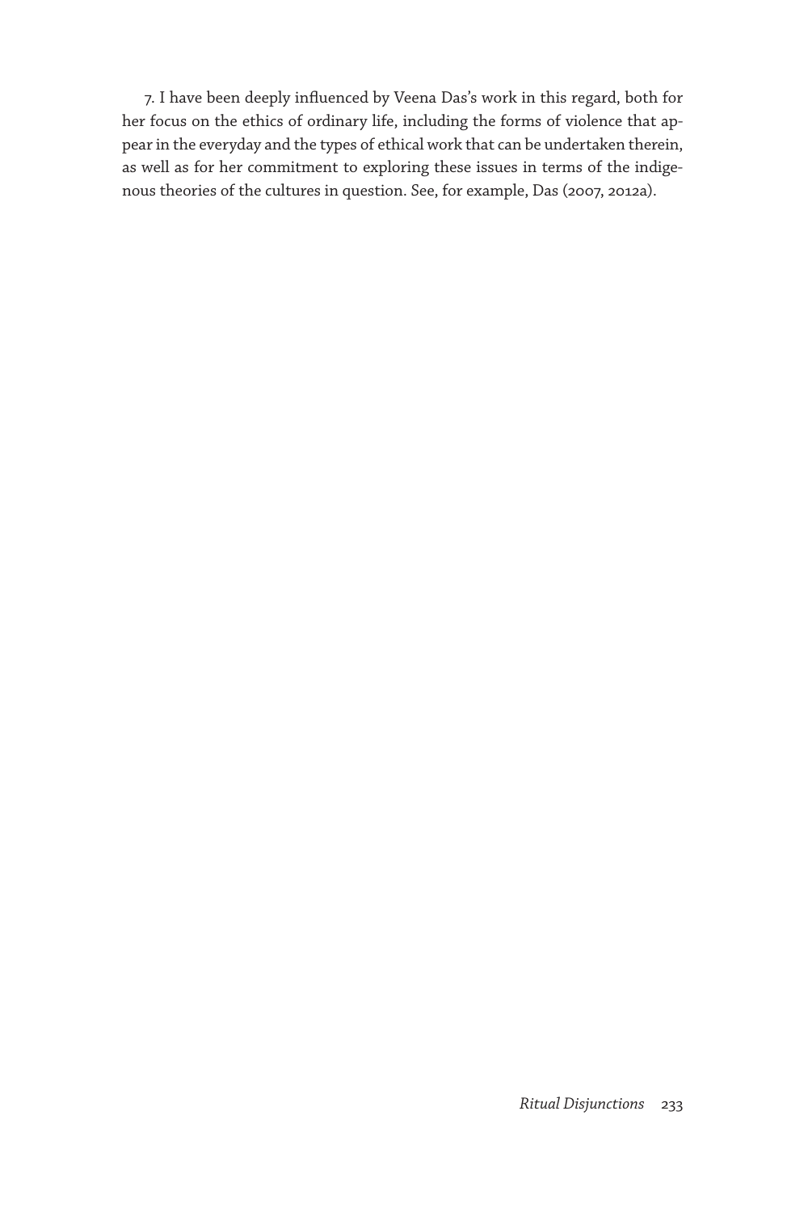7. I have been deeply influenced by Veena Das's work in this regard, both for her focus on the ethics of ordinary life, including the forms of violence that appear in the everyday and the types of ethical work that can be undertaken therein, as well as for her commitment to exploring these issues in terms of the indigenous theories of the cultures in question. See, for example, Das (2007, 2012a).